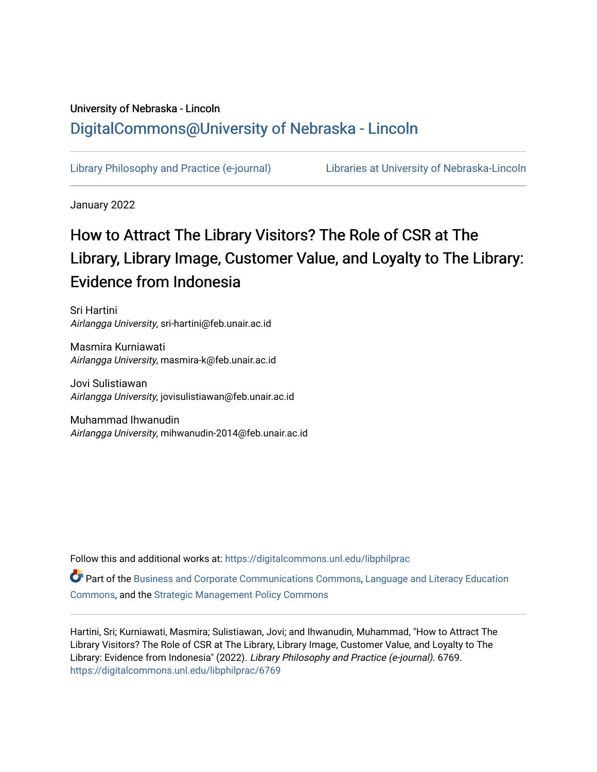University of Nebraska - Lincoln

DigitalCommons@University of Nebraska - Lincoln

Library Philosophy and Practice (e-journal) | Libraries at University of Nebraska-Lincoln

January 2022

# How to Attract The Library Visitors? The Role of CSR at The Library, Library Image, Customer Value, and Loyalty to The Library: Evidence from Indonesia

Sri Hartini
*Airlangga University*, sri-hartini@feb.unair.ac.id

Masmira Kurniawati
*Airlangga University*, masmira-k@feb.unair.ac.id

Jovi Sulistiawan
*Airlangga University*, jovisulistiawan@feb.unair.ac.id

Muhammad Ihwanudin
*Airlangga University*, mihwanudin-2014@feb.unair.ac.id

Follow this and additional works at: https://digitalcommons.unl.edu/libphilprac

Part of the Business and Corporate Communications Commons, Language and Literacy Education Commons, and the Strategic Management Policy Commons

Hartini, Sri; Kurniawati, Masmira; Sulistiawan, Jovi; and Ihwanudin, Muhammad, "How to Attract The Library Visitors? The Role of CSR at The Library, Library Image, Customer Value, and Loyalty to The Library: Evidence from Indonesia" (2022). *Library Philosophy and Practice (e-journal)*. 6769.
https://digitalcommons.unl.edu/libphilprac/6769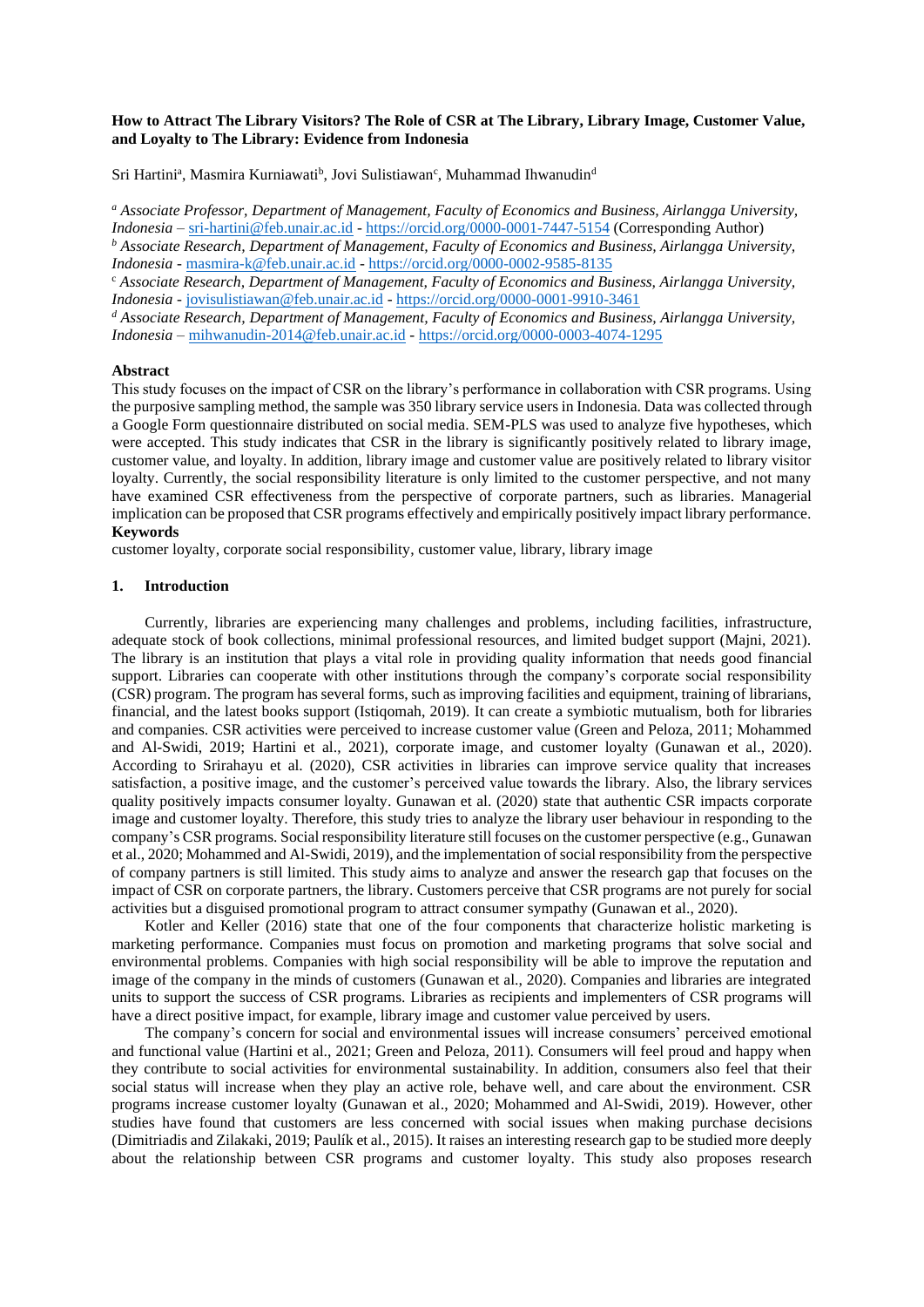**How to Attract The Library Visitors? The Role of CSR at The Library, Library Image, Customer Value, and Loyalty to The Library: Evidence from Indonesia**

Sri Hartini[a], Masmira Kurniawati[b], Jovi Sulistiawan[c], Muhammad Ihwanudin[d]

[a] *Associate Professor, Department of Management, Faculty of Economics and Business, Airlangga University, Indonesia* – sri-hartini@feb.unair.ac.id - https://orcid.org/0000-0001-7447-5154 (Corresponding Author)
[b] *Associate Research, Department of Management, Faculty of Economics and Business, Airlangga University, Indonesia* - masmira-k@feb.unair.ac.id - https://orcid.org/0000-0002-9585-8135
[c] *Associate Research, Department of Management, Faculty of Economics and Business, Airlangga University, Indonesia* - jovisulistiawan@feb.unair.ac.id - https://orcid.org/0000-0001-9910-3461
[d] *Associate Research, Department of Management, Faculty of Economics and Business, Airlangga University, Indonesia* – mihwanudin-2014@feb.unair.ac.id - https://orcid.org/0000-0003-4074-1295

**Abstract**

This study focuses on the impact of CSR on the library's performance in collaboration with CSR programs. Using the purposive sampling method, the sample was 350 library service users in Indonesia. Data was collected through a Google Form questionnaire distributed on social media. SEM-PLS was used to analyze five hypotheses, which were accepted. This study indicates that CSR in the library is significantly positively related to library image, customer value, and loyalty. In addition, library image and customer value are positively related to library visitor loyalty. Currently, the social responsibility literature is only limited to the customer perspective, and not many have examined CSR effectiveness from the perspective of corporate partners, such as libraries. Managerial implication can be proposed that CSR programs effectively and empirically positively impact library performance.

**Keywords**

customer loyalty, corporate social responsibility, customer value, library, library image

## 1. Introduction

Currently, libraries are experiencing many challenges and problems, including facilities, infrastructure, adequate stock of book collections, minimal professional resources, and limited budget support (Majni, 2021). The library is an institution that plays a vital role in providing quality information that needs good financial support. Libraries can cooperate with other institutions through the company's corporate social responsibility (CSR) program. The program has several forms, such as improving facilities and equipment, training of librarians, financial, and the latest books support (Istiqomah, 2019). It can create a symbiotic mutualism, both for libraries and companies. CSR activities were perceived to increase customer value (Green and Peloza, 2011; Mohammed and Al-Swidi, 2019; Hartini et al., 2021), corporate image, and customer loyalty (Gunawan et al., 2020). According to Srirahayu et al. (2020), CSR activities in libraries can improve service quality that increases satisfaction, a positive image, and the customer's perceived value towards the library. Also, the library services quality positively impacts consumer loyalty. Gunawan et al. (2020) state that authentic CSR impacts corporate image and customer loyalty. Therefore, this study tries to analyze the library user behaviour in responding to the company's CSR programs. Social responsibility literature still focuses on the customer perspective (e.g., Gunawan et al., 2020; Mohammed and Al-Swidi, 2019), and the implementation of social responsibility from the perspective of company partners is still limited. This study aims to analyze and answer the research gap that focuses on the impact of CSR on corporate partners, the library. Customers perceive that CSR programs are not purely for social activities but a disguised promotional program to attract consumer sympathy (Gunawan et al., 2020).

Kotler and Keller (2016) state that one of the four components that characterize holistic marketing is marketing performance. Companies must focus on promotion and marketing programs that solve social and environmental problems. Companies with high social responsibility will be able to improve the reputation and image of the company in the minds of customers (Gunawan et al., 2020). Companies and libraries are integrated units to support the success of CSR programs. Libraries as recipients and implementers of CSR programs will have a direct positive impact, for example, library image and customer value perceived by users.

The company's concern for social and environmental issues will increase consumers' perceived emotional and functional value (Hartini et al., 2021; Green and Peloza, 2011). Consumers will feel proud and happy when they contribute to social activities for environmental sustainability. In addition, consumers also feel that their social status will increase when they play an active role, behave well, and care about the environment. CSR programs increase customer loyalty (Gunawan et al., 2020; Mohammed and Al-Swidi, 2019). However, other studies have found that customers are less concerned with social issues when making purchase decisions (Dimitriadis and Zilakaki, 2019; Paulík et al., 2015). It raises an interesting research gap to be studied more deeply about the relationship between CSR programs and customer loyalty. This study also proposes research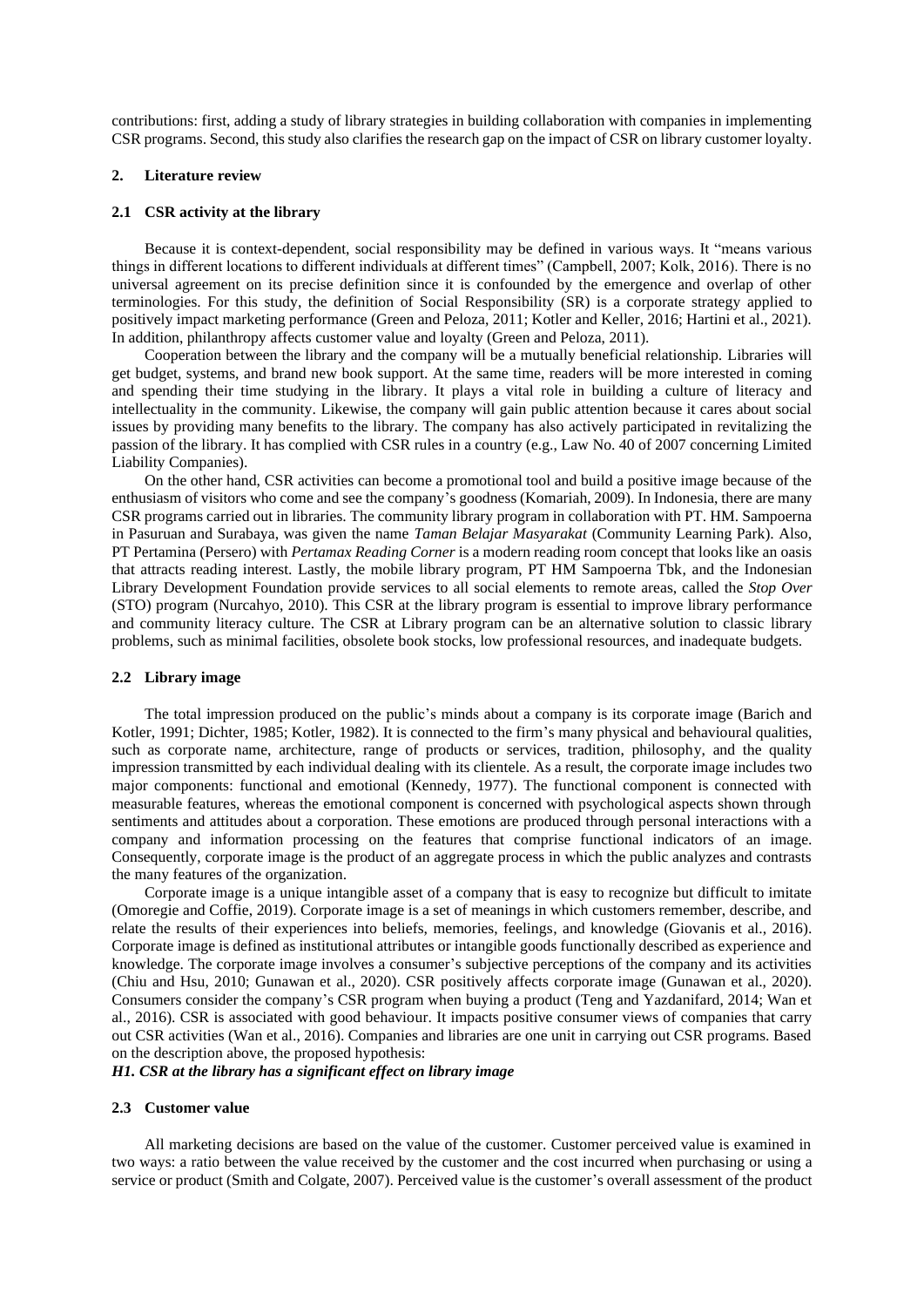contributions: first, adding a study of library strategies in building collaboration with companies in implementing CSR programs. Second, this study also clarifies the research gap on the impact of CSR on library customer loyalty.

## 2. Literature review

### 2.1 CSR activity at the library

Because it is context-dependent, social responsibility may be defined in various ways. It "means various things in different locations to different individuals at different times" (Campbell, 2007; Kolk, 2016). There is no universal agreement on its precise definition since it is confounded by the emergence and overlap of other terminologies. For this study, the definition of Social Responsibility (SR) is a corporate strategy applied to positively impact marketing performance (Green and Peloza, 2011; Kotler and Keller, 2016; Hartini et al., 2021). In addition, philanthropy affects customer value and loyalty (Green and Peloza, 2011).

Cooperation between the library and the company will be a mutually beneficial relationship. Libraries will get budget, systems, and brand new book support. At the same time, readers will be more interested in coming and spending their time studying in the library. It plays a vital role in building a culture of literacy and intellectuality in the community. Likewise, the company will gain public attention because it cares about social issues by providing many benefits to the library. The company has also actively participated in revitalizing the passion of the library. It has complied with CSR rules in a country (e.g., Law No. 40 of 2007 concerning Limited Liability Companies).

On the other hand, CSR activities can become a promotional tool and build a positive image because of the enthusiasm of visitors who come and see the company's goodness (Komariah, 2009). In Indonesia, there are many CSR programs carried out in libraries. The community library program in collaboration with PT. HM. Sampoerna in Pasuruan and Surabaya, was given the name *Taman Belajar Masyarakat* (Community Learning Park). Also, PT Pertamina (Persero) with *Pertamax Reading Corner* is a modern reading room concept that looks like an oasis that attracts reading interest. Lastly, the mobile library program, PT HM Sampoerna Tbk, and the Indonesian Library Development Foundation provide services to all social elements to remote areas, called the *Stop Over* (STO) program (Nurcahyo, 2010). This CSR at the library program is essential to improve library performance and community literacy culture. The CSR at Library program can be an alternative solution to classic library problems, such as minimal facilities, obsolete book stocks, low professional resources, and inadequate budgets.

### 2.2 Library image

The total impression produced on the public's minds about a company is its corporate image (Barich and Kotler, 1991; Dichter, 1985; Kotler, 1982). It is connected to the firm's many physical and behavioural qualities, such as corporate name, architecture, range of products or services, tradition, philosophy, and the quality impression transmitted by each individual dealing with its clientele. As a result, the corporate image includes two major components: functional and emotional (Kennedy, 1977). The functional component is connected with measurable features, whereas the emotional component is concerned with psychological aspects shown through sentiments and attitudes about a corporation. These emotions are produced through personal interactions with a company and information processing on the features that comprise functional indicators of an image. Consequently, corporate image is the product of an aggregate process in which the public analyzes and contrasts the many features of the organization.

Corporate image is a unique intangible asset of a company that is easy to recognize but difficult to imitate (Omoregie and Coffie, 2019). Corporate image is a set of meanings in which customers remember, describe, and relate the results of their experiences into beliefs, memories, feelings, and knowledge (Giovanis et al., 2016). Corporate image is defined as institutional attributes or intangible goods functionally described as experience and knowledge. The corporate image involves a consumer's subjective perceptions of the company and its activities (Chiu and Hsu, 2010; Gunawan et al., 2020). CSR positively affects corporate image (Gunawan et al., 2020). Consumers consider the company's CSR program when buying a product (Teng and Yazdanifard, 2014; Wan et al., 2016). CSR is associated with good behaviour. It impacts positive consumer views of companies that carry out CSR activities (Wan et al., 2016). Companies and libraries are one unit in carrying out CSR programs. Based on the description above, the proposed hypothesis:

***H1. CSR at the library has a significant effect on library image***

### 2.3 Customer value

All marketing decisions are based on the value of the customer. Customer perceived value is examined in two ways: a ratio between the value received by the customer and the cost incurred when purchasing or using a service or product (Smith and Colgate, 2007). Perceived value is the customer's overall assessment of the product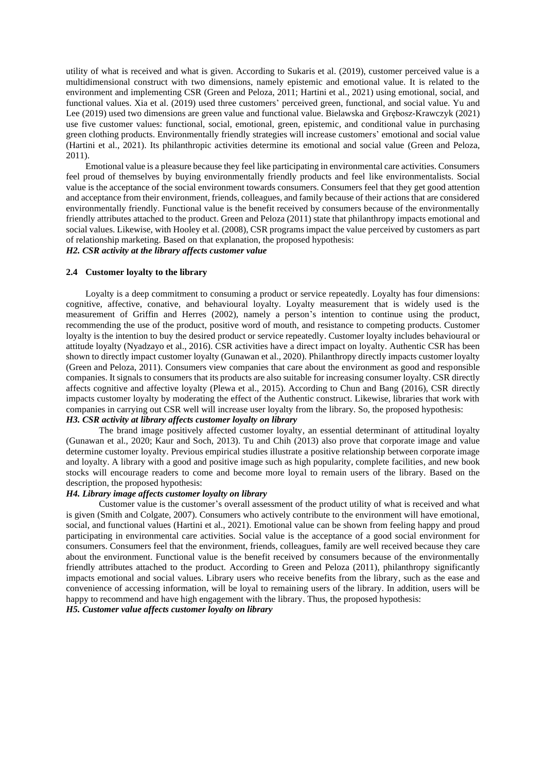utility of what is received and what is given. According to Sukaris et al. (2019), customer perceived value is a multidimensional construct with two dimensions, namely epistemic and emotional value. It is related to the environment and implementing CSR (Green and Peloza, 2011; Hartini et al., 2021) using emotional, social, and functional values. Xia et al. (2019) used three customers' perceived green, functional, and social value. Yu and Lee (2019) used two dimensions are green value and functional value. Bielawska and Grębosz-Krawczyk (2021) use five customer values: functional, social, emotional, green, epistemic, and conditional value in purchasing green clothing products. Environmentally friendly strategies will increase customers' emotional and social value (Hartini et al., 2021). Its philanthropic activities determine its emotional and social value (Green and Peloza, 2011).

Emotional value is a pleasure because they feel like participating in environmental care activities. Consumers feel proud of themselves by buying environmentally friendly products and feel like environmentalists. Social value is the acceptance of the social environment towards consumers. Consumers feel that they get good attention and acceptance from their environment, friends, colleagues, and family because of their actions that are considered environmentally friendly. Functional value is the benefit received by consumers because of the environmentally friendly attributes attached to the product. Green and Peloza (2011) state that philanthropy impacts emotional and social values. Likewise, with Hooley et al. (2008), CSR programs impact the value perceived by customers as part of relationship marketing. Based on that explanation, the proposed hypothesis:

***H2. CSR activity at the library affects customer value***

### 2.4 Customer loyalty to the library

Loyalty is a deep commitment to consuming a product or service repeatedly. Loyalty has four dimensions: cognitive, affective, conative, and behavioural loyalty. Loyalty measurement that is widely used is the measurement of Griffin and Herres (2002), namely a person's intention to continue using the product, recommending the use of the product, positive word of mouth, and resistance to competing products. Customer loyalty is the intention to buy the desired product or service repeatedly. Customer loyalty includes behavioural or attitude loyalty (Nyadzayo et al., 2016). CSR activities have a direct impact on loyalty. Authentic CSR has been shown to directly impact customer loyalty (Gunawan et al., 2020). Philanthropy directly impacts customer loyalty (Green and Peloza, 2011). Consumers view companies that care about the environment as good and responsible companies. It signals to consumers that its products are also suitable for increasing consumer loyalty. CSR directly affects cognitive and affective loyalty (Plewa et al., 2015). According to Chun and Bang (2016), CSR directly impacts customer loyalty by moderating the effect of the Authentic construct. Likewise, libraries that work with companies in carrying out CSR well will increase user loyalty from the library. So, the proposed hypothesis:

***H3. CSR activity at library affects customer loyalty on library***

The brand image positively affected customer loyalty, an essential determinant of attitudinal loyalty (Gunawan et al., 2020; Kaur and Soch, 2013). Tu and Chih (2013) also prove that corporate image and value determine customer loyalty. Previous empirical studies illustrate a positive relationship between corporate image and loyalty. A library with a good and positive image such as high popularity, complete facilities, and new book stocks will encourage readers to come and become more loyal to remain users of the library. Based on the description, the proposed hypothesis:

***H4. Library image affects customer loyalty on library***

Customer value is the customer's overall assessment of the product utility of what is received and what is given (Smith and Colgate, 2007). Consumers who actively contribute to the environment will have emotional, social, and functional values (Hartini et al., 2021). Emotional value can be shown from feeling happy and proud participating in environmental care activities. Social value is the acceptance of a good social environment for consumers. Consumers feel that the environment, friends, colleagues, family are well received because they care about the environment. Functional value is the benefit received by consumers because of the environmentally friendly attributes attached to the product. According to Green and Peloza (2011), philanthropy significantly impacts emotional and social values. Library users who receive benefits from the library, such as the ease and convenience of accessing information, will be loyal to remaining users of the library. In addition, users will be happy to recommend and have high engagement with the library. Thus, the proposed hypothesis:

***H5. Customer value affects customer loyalty on library***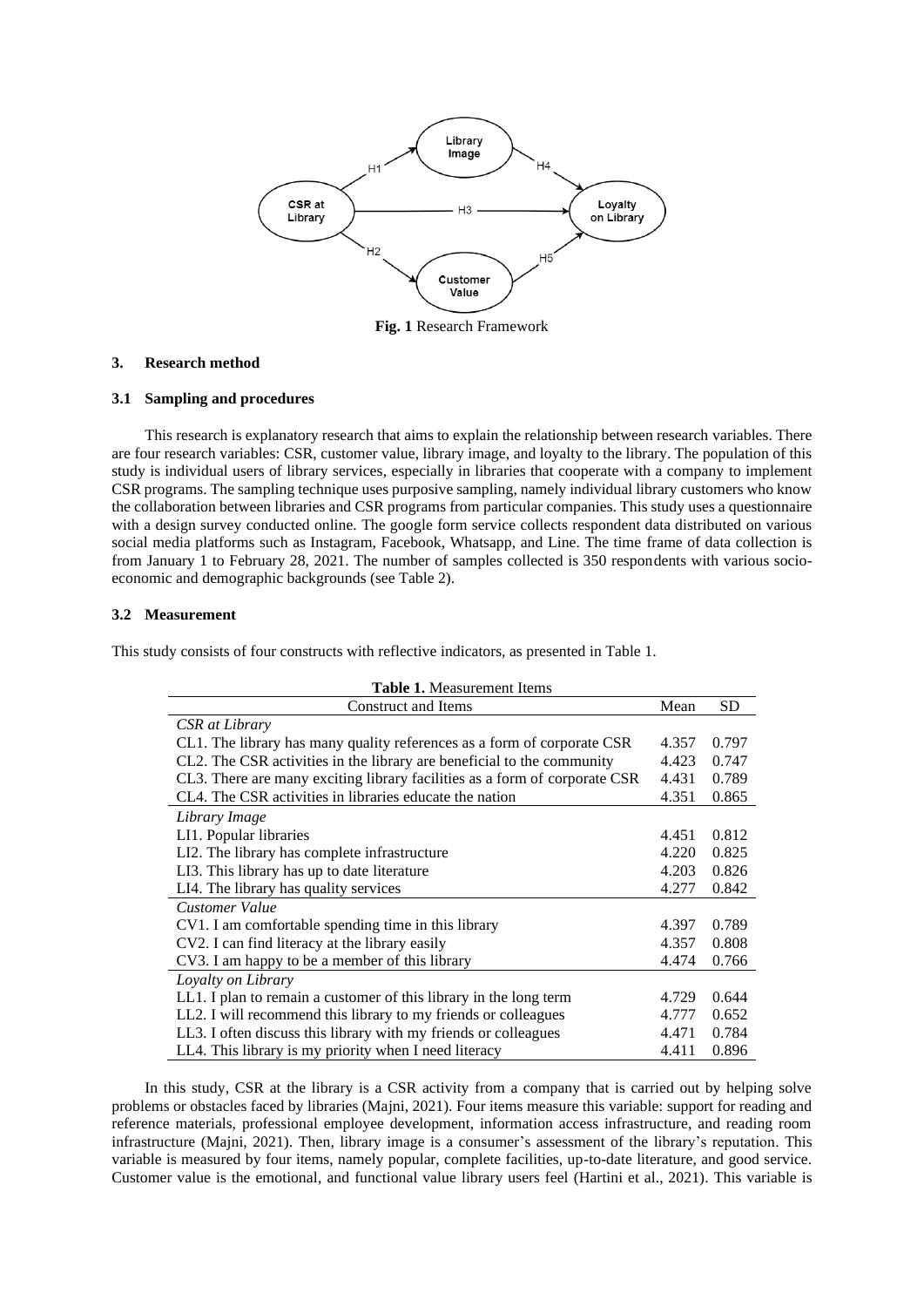**Fig. 1** Research Framework

## 3. Research method

### 3.1 Sampling and procedures

This research is explanatory research that aims to explain the relationship between research variables. There are four research variables: CSR, customer value, library image, and loyalty to the library. The population of this study is individual users of library services, especially in libraries that cooperate with a company to implement CSR programs. The sampling technique uses purposive sampling, namely individual library customers who know the collaboration between libraries and CSR programs from particular companies. This study uses a questionnaire with a design survey conducted online. The google form service collects respondent data distributed on various social media platforms such as Instagram, Facebook, Whatsapp, and Line. The time frame of data collection is from January 1 to February 28, 2021. The number of samples collected is 350 respondents with various socio-economic and demographic backgrounds (see Table 2).

### 3.2 Measurement

This study consists of four constructs with reflective indicators, as presented in Table 1.

**Table 1.** Measurement Items

| Construct and Items | Mean | SD |
|---|---|---|
| *CSR at Library* | | |
| CL1. The library has many quality references as a form of corporate CSR | 4.357 | 0.797 |
| CL2. The CSR activities in the library are beneficial to the community | 4.423 | 0.747 |
| CL3. There are many exciting library facilities as a form of corporate CSR | 4.431 | 0.789 |
| CL4. The CSR activities in libraries educate the nation | 4.351 | 0.865 |
| *Library Image* | | |
| LI1. Popular libraries | 4.451 | 0.812 |
| LI2. The library has complete infrastructure | 4.220 | 0.825 |
| LI3. This library has up to date literature | 4.203 | 0.826 |
| LI4. The library has quality services | 4.277 | 0.842 |
| *Customer Value* | | |
| CV1. I am comfortable spending time in this library | 4.397 | 0.789 |
| CV2. I can find literacy at the library easily | 4.357 | 0.808 |
| CV3. I am happy to be a member of this library | 4.474 | 0.766 |
| *Loyalty on Library* | | |
| LL1. I plan to remain a customer of this library in the long term | 4.729 | 0.644 |
| LL2. I will recommend this library to my friends or colleagues | 4.777 | 0.652 |
| LL3. I often discuss this library with my friends or colleagues | 4.471 | 0.784 |
| LL4. This library is my priority when I need literacy | 4.411 | 0.896 |

In this study, CSR at the library is a CSR activity from a company that is carried out by helping solve problems or obstacles faced by libraries (Majni, 2021). Four items measure this variable: support for reading and reference materials, professional employee development, information access infrastructure, and reading room infrastructure (Majni, 2021). Then, library image is a consumer's assessment of the library's reputation. This variable is measured by four items, namely popular, complete facilities, up-to-date literature, and good service. Customer value is the emotional, and functional value library users feel (Hartini et al., 2021). This variable is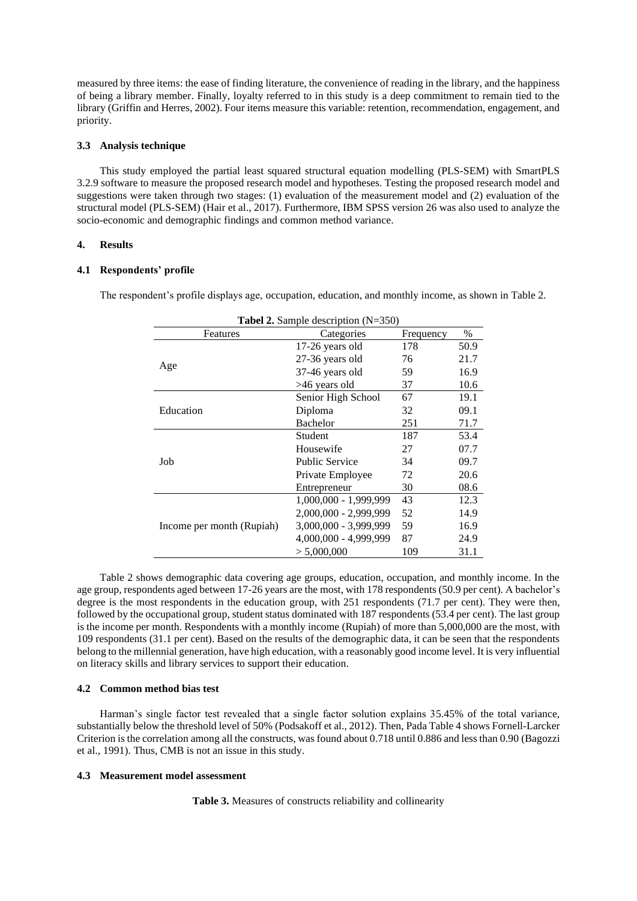measured by three items: the ease of finding literature, the convenience of reading in the library, and the happiness of being a library member. Finally, loyalty referred to in this study is a deep commitment to remain tied to the library (Griffin and Herres, 2002). Four items measure this variable: retention, recommendation, engagement, and priority.

### 3.3 Analysis technique

This study employed the partial least squared structural equation modelling (PLS-SEM) with SmartPLS 3.2.9 software to measure the proposed research model and hypotheses. Testing the proposed research model and suggestions were taken through two stages: (1) evaluation of the measurement model and (2) evaluation of the structural model (PLS-SEM) (Hair et al., 2017). Furthermore, IBM SPSS version 26 was also used to analyze the socio-economic and demographic findings and common method variance.

## 4. Results

### 4.1 Respondents' profile

The respondent's profile displays age, occupation, education, and monthly income, as shown in Table 2.

**Tabel 2.** Sample description (N=350)

| Features | Categories | Frequency | % |
|---|---|---|---|
| Age | 17-26 years old | 178 | 50.9 |
| | 27-36 years old | 76 | 21.7 |
| | 37-46 years old | 59 | 16.9 |
| | >46 years old | 37 | 10.6 |
| Education | Senior High School | 67 | 19.1 |
| | Diploma | 32 | 09.1 |
| | Bachelor | 251 | 71.7 |
| Job | Student | 187 | 53.4 |
| | Housewife | 27 | 07.7 |
| | Public Service | 34 | 09.7 |
| | Private Employee | 72 | 20.6 |
| | Entrepreneur | 30 | 08.6 |
| Income per month (Rupiah) | 1,000,000 - 1,999,999 | 43 | 12.3 |
| | 2,000,000 - 2,999,999 | 52 | 14.9 |
| | 3,000,000 - 3,999,999 | 59 | 16.9 |
| | 4,000,000 - 4,999,999 | 87 | 24.9 |
| | > 5,000,000 | 109 | 31.1 |

Table 2 shows demographic data covering age groups, education, occupation, and monthly income. In the age group, respondents aged between 17-26 years are the most, with 178 respondents (50.9 per cent). A bachelor's degree is the most respondents in the education group, with 251 respondents (71.7 per cent). They were then, followed by the occupational group, student status dominated with 187 respondents (53.4 per cent). The last group is the income per month. Respondents with a monthly income (Rupiah) of more than 5,000,000 are the most, with 109 respondents (31.1 per cent). Based on the results of the demographic data, it can be seen that the respondents belong to the millennial generation, have high education, with a reasonably good income level. It is very influential on literacy skills and library services to support their education.

### 4.2 Common method bias test

Harman's single factor test revealed that a single factor solution explains 35.45% of the total variance, substantially below the threshold level of 50% (Podsakoff et al., 2012). Then, Pada Table 4 shows Fornell-Larcker Criterion is the correlation among all the constructs, was found about 0.718 until 0.886 and less than 0.90 (Bagozzi et al., 1991). Thus, CMB is not an issue in this study.

### 4.3 Measurement model assessment

**Table 3.** Measures of constructs reliability and collinearity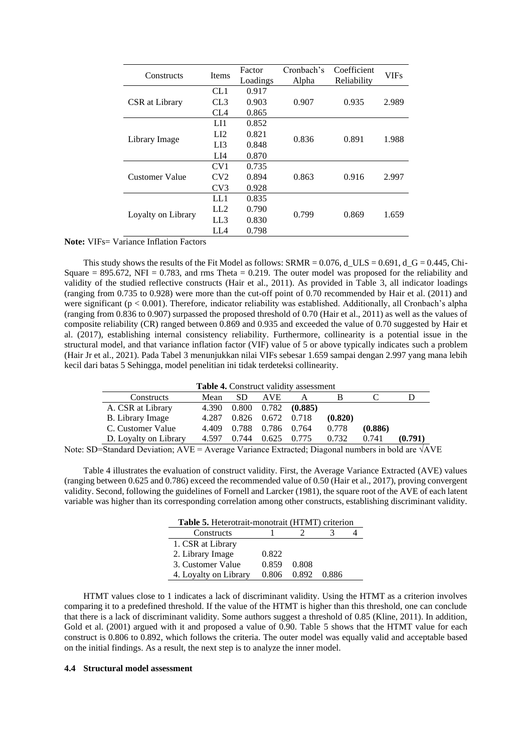| Constructs | Items | Factor Loadings | Cronbach's Alpha | Coefficient Reliability | VIFs |
|---|---|---|---|---|---|
| CSR at Library | CL1 | 0.917 | 0.907 | 0.935 | 2.989 |
| | CL3 | 0.903 | | | |
| | CL4 | 0.865 | | | |
| Library Image | LI1 | 0.852 | 0.836 | 0.891 | 1.988 |
| | LI2 | 0.821 | | | |
| | LI3 | 0.848 | | | |
| | LI4 | 0.870 | | | |
| Customer Value | CV1 | 0.735 | 0.863 | 0.916 | 2.997 |
| | CV2 | 0.894 | | | |
| | CV3 | 0.928 | | | |
| Loyalty on Library | LL1 | 0.835 | 0.799 | 0.869 | 1.659 |
| | LL2 | 0.790 | | | |
| | LL3 | 0.830 | | | |
| | LL4 | 0.798 | | | |

**Note:** VIFs= Variance Inflation Factors

This study shows the results of the Fit Model as follows: SRMR = 0.076, d_ULS = 0.691, d_G = 0.445, Chi-Square = 895.672, NFI = 0.783, and rms Theta = 0.219. The outer model was proposed for the reliability and validity of the studied reflective constructs (Hair et al., 2011). As provided in Table 3, all indicator loadings (ranging from 0.735 to 0.928) were more than the cut-off point of 0.70 recommended by Hair et al. (2011) and were significant ($p < 0.001$). Therefore, indicator reliability was established. Additionally, all Cronbach's alpha (ranging from 0.836 to 0.907) surpassed the proposed threshold of 0.70 (Hair et al., 2011) as well as the values of composite reliability (CR) ranged between 0.869 and 0.935 and exceeded the value of 0.70 suggested by Hair et al. (2017), establishing internal consistency reliability. Furthermore, collinearity is a potential issue in the structural model, and that variance inflation factor (VIF) value of 5 or above typically indicates such a problem (Hair Jr et al., 2021). Pada Tabel 3 menunjukkan nilai VIFs sebesar 1.659 sampai dengan 2.997 yang mana lebih kecil dari batas 5 Sehingga, model penelitian ini tidak terdeteksi collinearity.

**Table 4.** Construct validity assessment

| Constructs | Mean | SD | AVE | A | B | C | D |
|---|---|---|---|---|---|---|---|
| A. CSR at Library | 4.390 | 0.800 | 0.782 | **(0.885)** | | | |
| B. Library Image | 4.287 | 0.826 | 0.672 | 0.718 | **(0.820)** | | |
| C. Customer Value | 4.409 | 0.788 | 0.786 | 0.764 | 0.778 | **(0.886)** | |
| D. Loyalty on Library | 4.597 | 0.744 | 0.625 | 0.775 | 0.732 | 0.741 | **(0.791)** |

Note: SD=Standard Deviation; AVE = Average Variance Extracted; Diagonal numbers in bold are √AVE

Table 4 illustrates the evaluation of construct validity. First, the Average Variance Extracted (AVE) values (ranging between 0.625 and 0.786) exceed the recommended value of 0.50 (Hair et al., 2017), proving convergent validity. Second, following the guidelines of Fornell and Larcker (1981), the square root of the AVE of each latent variable was higher than its corresponding correlation among other constructs, establishing discriminant validity.

**Table 5.** Heterotrait-monotrait (HTMT) criterion

| Constructs | 1 | 2 | 3 | 4 |
|---|---|---|---|---|
| 1. CSR at Library | | | | |
| 2. Library Image | 0.822 | | | |
| 3. Customer Value | 0.859 | 0.808 | | |
| 4. Loyalty on Library | 0.806 | 0.892 | 0.886 | |

HTMT values close to 1 indicates a lack of discriminant validity. Using the HTMT as a criterion involves comparing it to a predefined threshold. If the value of the HTMT is higher than this threshold, one can conclude that there is a lack of discriminant validity. Some authors suggest a threshold of 0.85 (Kline, 2011). In addition, Gold et al. (2001) argued with it and proposed a value of 0.90. Table 5 shows that the HTMT value for each construct is 0.806 to 0.892, which follows the criteria. The outer model was equally valid and acceptable based on the initial findings. As a result, the next step is to analyze the inner model.

### 4.4 Structural model assessment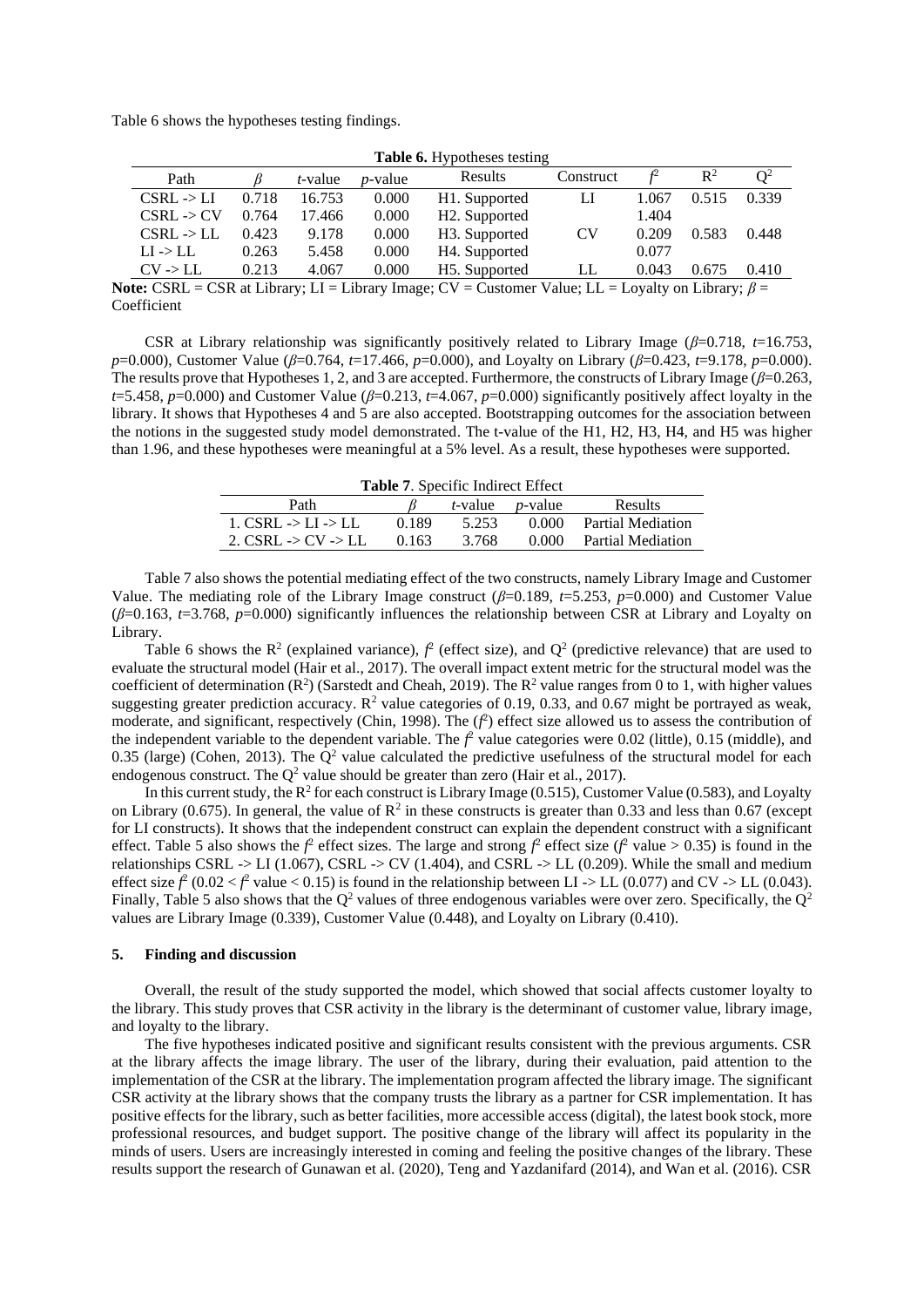Table 6 shows the hypotheses testing findings.

**Table 6.** Hypotheses testing

| Path | $\beta$ | *t*-value | *p*-value | Results | Construct | $f^2$ | $R^2$ | $Q^2$ |
|---|---|---|---|---|---|---|---|---|
| CSRL -> LI | 0.718 | 16.753 | 0.000 | H1. Supported | LI | 1.067 | 0.515 | 0.339 |
| CSRL -> CV | 0.764 | 17.466 | 0.000 | H2. Supported | | 1.404 | | |
| CSRL -> LL | 0.423 | 9.178 | 0.000 | H3. Supported | CV | 0.209 | 0.583 | 0.448 |
| LI -> LL | 0.263 | 5.458 | 0.000 | H4. Supported | | 0.077 | | |
| CV -> LL | 0.213 | 4.067 | 0.000 | H5. Supported | LL | 0.043 | 0.675 | 0.410 |

**Note:** CSRL = CSR at Library; LI = Library Image; CV = Customer Value; LL = Loyalty on Library; $\beta$ = Coefficient

CSR at Library relationship was significantly positively related to Library Image ($\beta$=0.718, $t$=16.753, $p$=0.000), Customer Value ($\beta$=0.764, $t$=17.466, $p$=0.000), and Loyalty on Library ($\beta$=0.423, $t$=9.178, $p$=0.000). The results prove that Hypotheses 1, 2, and 3 are accepted. Furthermore, the constructs of Library Image ($\beta$=0.263, $t$=5.458, $p$=0.000) and Customer Value ($\beta$=0.213, $t$=4.067, $p$=0.000) significantly positively affect loyalty in the library. It shows that Hypotheses 4 and 5 are also accepted. Bootstrapping outcomes for the association between the notions in the suggested study model demonstrated. The t-value of the H1, H2, H3, H4, and H5 was higher than 1.96, and these hypotheses were meaningful at a 5% level. As a result, these hypotheses were supported.

**Table 7**. Specific Indirect Effect

| Path | $\beta$ | *t*-value | *p*-value | Results |
|---|---|---|---|---|
| 1. CSRL -> LI -> LL | 0.189 | 5.253 | 0.000 | Partial Mediation |
| 2. CSRL -> CV -> LL | 0.163 | 3.768 | 0.000 | Partial Mediation |

Table 7 also shows the potential mediating effect of the two constructs, namely Library Image and Customer Value. The mediating role of the Library Image construct ($\beta$=0.189, $t$=5.253, $p$=0.000) and Customer Value ($\beta$=0.163, $t$=3.768, $p$=0.000) significantly influences the relationship between CSR at Library and Loyalty on Library.

Table 6 shows the $R^2$ (explained variance), $f^2$ (effect size), and $Q^2$ (predictive relevance) that are used to evaluate the structural model (Hair et al., 2017). The overall impact extent metric for the structural model was the coefficient of determination ($R^2$) (Sarstedt and Cheah, 2019). The $R^2$ value ranges from 0 to 1, with higher values suggesting greater prediction accuracy. $R^2$ value categories of 0.19, 0.33, and 0.67 might be portrayed as weak, moderate, and significant, respectively (Chin, 1998). The ($f^2$) effect size allowed us to assess the contribution of the independent variable to the dependent variable. The $f^2$ value categories were 0.02 (little), 0.15 (middle), and 0.35 (large) (Cohen, 2013). The $Q^2$ value calculated the predictive usefulness of the structural model for each endogenous construct. The $Q^2$ value should be greater than zero (Hair et al., 2017).

In this current study, the $R^2$ for each construct is Library Image (0.515), Customer Value (0.583), and Loyalty on Library (0.675). In general, the value of $R^2$ in these constructs is greater than 0.33 and less than 0.67 (except for LI constructs). It shows that the independent construct can explain the dependent construct with a significant effect. Table 5 also shows the $f^2$ effect sizes. The large and strong $f^2$ effect size ($f^2$ value > 0.35) is found in the relationships CSRL -> LI (1.067), CSRL -> CV (1.404), and CSRL -> LL (0.209). While the small and medium effect size $f^2$ ($0.02 < f^2$ value < 0.15) is found in the relationship between LI -> LL (0.077) and CV -> LL (0.043). Finally, Table 5 also shows that the $Q^2$ values of three endogenous variables were over zero. Specifically, the $Q^2$ values are Library Image (0.339), Customer Value (0.448), and Loyalty on Library (0.410).

## 5. Finding and discussion

Overall, the result of the study supported the model, which showed that social affects customer loyalty to the library. This study proves that CSR activity in the library is the determinant of customer value, library image, and loyalty to the library.

The five hypotheses indicated positive and significant results consistent with the previous arguments. CSR at the library affects the image library. The user of the library, during their evaluation, paid attention to the implementation of the CSR at the library. The implementation program affected the library image. The significant CSR activity at the library shows that the company trusts the library as a partner for CSR implementation. It has positive effects for the library, such as better facilities, more accessible access (digital), the latest book stock, more professional resources, and budget support. The positive change of the library will affect its popularity in the minds of users. Users are increasingly interested in coming and feeling the positive changes of the library. These results support the research of Gunawan et al. (2020), Teng and Yazdanifard (2014), and Wan et al. (2016). CSR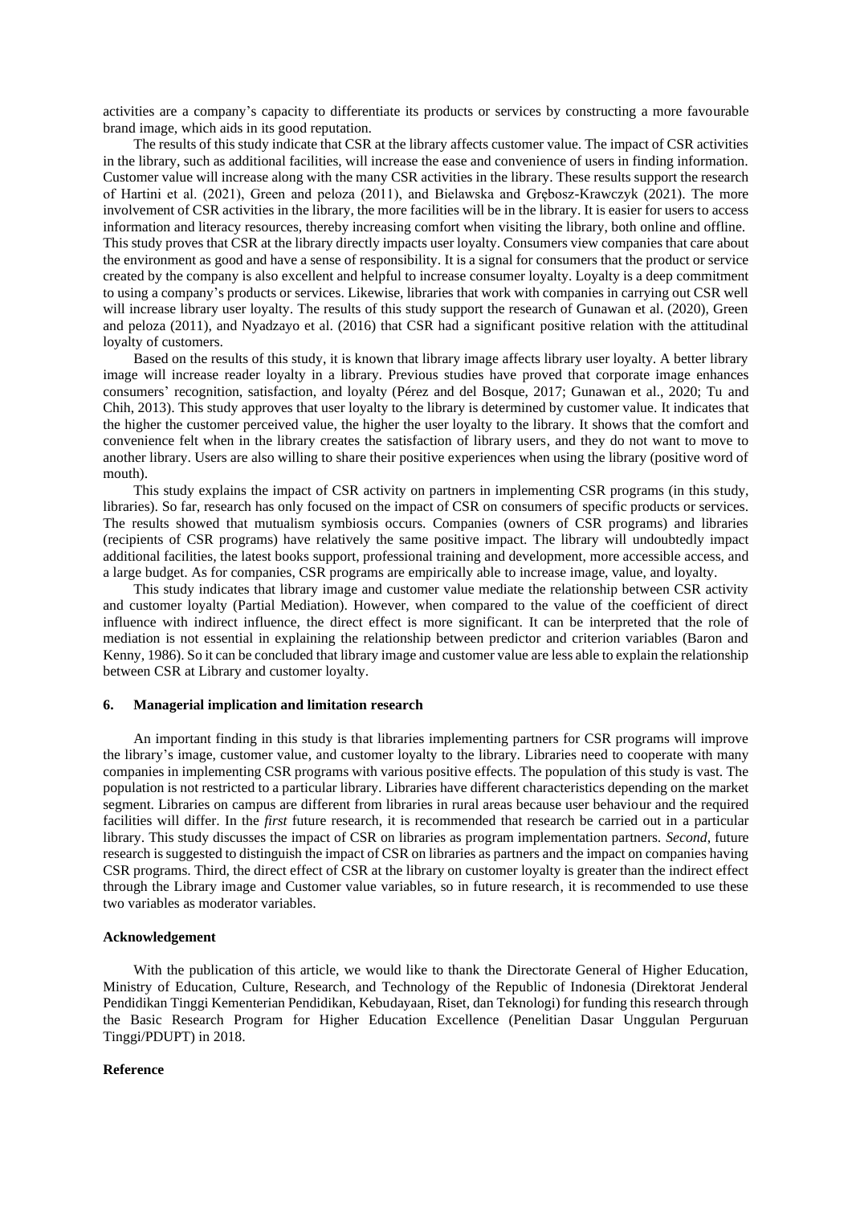activities are a company's capacity to differentiate its products or services by constructing a more favourable brand image, which aids in its good reputation.

The results of this study indicate that CSR at the library affects customer value. The impact of CSR activities in the library, such as additional facilities, will increase the ease and convenience of users in finding information. Customer value will increase along with the many CSR activities in the library. These results support the research of Hartini et al. (2021), Green and peloza (2011), and Bielawska and Grębosz-Krawczyk (2021). The more involvement of CSR activities in the library, the more facilities will be in the library. It is easier for users to access information and literacy resources, thereby increasing comfort when visiting the library, both online and offline. This study proves that CSR at the library directly impacts user loyalty. Consumers view companies that care about the environment as good and have a sense of responsibility. It is a signal for consumers that the product or service created by the company is also excellent and helpful to increase consumer loyalty. Loyalty is a deep commitment to using a company's products or services. Likewise, libraries that work with companies in carrying out CSR well will increase library user loyalty. The results of this study support the research of Gunawan et al. (2020), Green and peloza (2011), and Nyadzayo et al. (2016) that CSR had a significant positive relation with the attitudinal loyalty of customers.

Based on the results of this study, it is known that library image affects library user loyalty. A better library image will increase reader loyalty in a library. Previous studies have proved that corporate image enhances consumers' recognition, satisfaction, and loyalty (Pérez and del Bosque, 2017; Gunawan et al., 2020; Tu and Chih, 2013). This study approves that user loyalty to the library is determined by customer value. It indicates that the higher the customer perceived value, the higher the user loyalty to the library. It shows that the comfort and convenience felt when in the library creates the satisfaction of library users, and they do not want to move to another library. Users are also willing to share their positive experiences when using the library (positive word of mouth).

This study explains the impact of CSR activity on partners in implementing CSR programs (in this study, libraries). So far, research has only focused on the impact of CSR on consumers of specific products or services. The results showed that mutualism symbiosis occurs. Companies (owners of CSR programs) and libraries (recipients of CSR programs) have relatively the same positive impact. The library will undoubtedly impact additional facilities, the latest books support, professional training and development, more accessible access, and a large budget. As for companies, CSR programs are empirically able to increase image, value, and loyalty.

This study indicates that library image and customer value mediate the relationship between CSR activity and customer loyalty (Partial Mediation). However, when compared to the value of the coefficient of direct influence with indirect influence, the direct effect is more significant. It can be interpreted that the role of mediation is not essential in explaining the relationship between predictor and criterion variables (Baron and Kenny, 1986). So it can be concluded that library image and customer value are less able to explain the relationship between CSR at Library and customer loyalty.

## 6. Managerial implication and limitation research

An important finding in this study is that libraries implementing partners for CSR programs will improve the library's image, customer value, and customer loyalty to the library. Libraries need to cooperate with many companies in implementing CSR programs with various positive effects. The population of this study is vast. The population is not restricted to a particular library. Libraries have different characteristics depending on the market segment. Libraries on campus are different from libraries in rural areas because user behaviour and the required facilities will differ. In the *first* future research, it is recommended that research be carried out in a particular library. This study discusses the impact of CSR on libraries as program implementation partners. *Second*, future research is suggested to distinguish the impact of CSR on libraries as partners and the impact on companies having CSR programs. Third, the direct effect of CSR at the library on customer loyalty is greater than the indirect effect through the Library image and Customer value variables, so in future research, it is recommended to use these two variables as moderator variables.

### Acknowledgement

With the publication of this article, we would like to thank the Directorate General of Higher Education, Ministry of Education, Culture, Research, and Technology of the Republic of Indonesia (Direktorat Jenderal Pendidikan Tinggi Kementerian Pendidikan, Kebudayaan, Riset, dan Teknologi) for funding this research through the Basic Research Program for Higher Education Excellence (Penelitian Dasar Unggulan Perguruan Tinggi/PDUPT) in 2018.

### Reference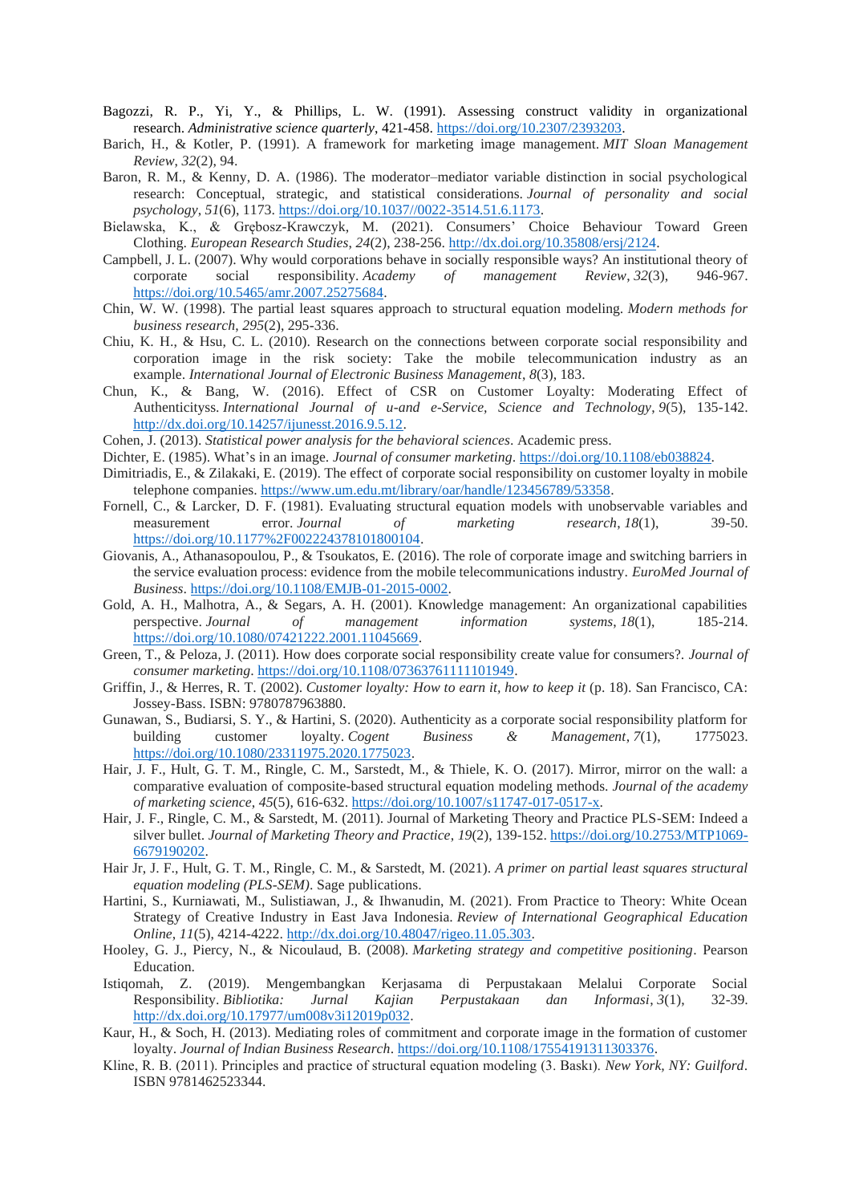Bagozzi, R. P., Yi, Y., & Phillips, L. W. (1991). Assessing construct validity in organizational research. *Administrative science quarterly*, 421-458. https://doi.org/10.2307/2393203.

Barich, H., & Kotler, P. (1991). A framework for marketing image management. *MIT Sloan Management Review*, *32*(2), 94.

Baron, R. M., & Kenny, D. A. (1986). The moderator–mediator variable distinction in social psychological research: Conceptual, strategic, and statistical considerations. *Journal of personality and social psychology*, *51*(6), 1173. https://doi.org/10.1037//0022-3514.51.6.1173.

Bielawska, K., & Grębosz-Krawczyk, M. (2021). Consumers' Choice Behaviour Toward Green Clothing. *European Research Studies*, *24*(2), 238-256. http://dx.doi.org/10.35808/ersj/2124.

Campbell, J. L. (2007). Why would corporations behave in socially responsible ways? An institutional theory of corporate social responsibility. *Academy of management Review*, *32*(3), 946-967. https://doi.org/10.5465/amr.2007.25275684.

Chin, W. W. (1998). The partial least squares approach to structural equation modeling. *Modern methods for business research*, *295*(2), 295-336.

Chiu, K. H., & Hsu, C. L. (2010). Research on the connections between corporate social responsibility and corporation image in the risk society: Take the mobile telecommunication industry as an example. *International Journal of Electronic Business Management*, *8*(3), 183.

Chun, K., & Bang, W. (2016). Effect of CSR on Customer Loyalty: Moderating Effect of Authenticityss. *International Journal of u-and e-Service, Science and Technology*, *9*(5), 135-142. http://dx.doi.org/10.14257/ijunesst.2016.9.5.12.

Cohen, J. (2013). *Statistical power analysis for the behavioral sciences*. Academic press.

Dichter, E. (1985). What's in an image. *Journal of consumer marketing*. https://doi.org/10.1108/eb038824.

Dimitriadis, E., & Zilakaki, E. (2019). The effect of corporate social responsibility on customer loyalty in mobile telephone companies. https://www.um.edu.mt/library/oar/handle/123456789/53358.

Fornell, C., & Larcker, D. F. (1981). Evaluating structural equation models with unobservable variables and measurement error. *Journal of marketing research*, *18*(1), 39-50. https://doi.org/10.1177%2F002224378101800104.

Giovanis, A., Athanasopoulou, P., & Tsoukatos, E. (2016). The role of corporate image and switching barriers in the service evaluation process: evidence from the mobile telecommunications industry. *EuroMed Journal of Business*. https://doi.org/10.1108/EMJB-01-2015-0002.

Gold, A. H., Malhotra, A., & Segars, A. H. (2001). Knowledge management: An organizational capabilities perspective. *Journal of management information systems*, *18*(1), 185-214. https://doi.org/10.1080/07421222.2001.11045669.

Green, T., & Peloza, J. (2011). How does corporate social responsibility create value for consumers?. *Journal of consumer marketing*. https://doi.org/10.1108/07363761111101949.

Griffin, J., & Herres, R. T. (2002). *Customer loyalty: How to earn it, how to keep it* (p. 18). San Francisco, CA: Jossey-Bass. ISBN: 9780787963880.

Gunawan, S., Budiarsi, S. Y., & Hartini, S. (2020). Authenticity as a corporate social responsibility platform for building customer loyalty. *Cogent Business & Management*, *7*(1), 1775023. https://doi.org/10.1080/23311975.2020.1775023.

Hair, J. F., Hult, G. T. M., Ringle, C. M., Sarstedt, M., & Thiele, K. O. (2017). Mirror, mirror on the wall: a comparative evaluation of composite-based structural equation modeling methods. *Journal of the academy of marketing science*, *45*(5), 616-632. https://doi.org/10.1007/s11747-017-0517-x.

Hair, J. F., Ringle, C. M., & Sarstedt, M. (2011). Journal of Marketing Theory and Practice PLS-SEM: Indeed a silver bullet. *Journal of Marketing Theory and Practice*, *19*(2), 139-152. https://doi.org/10.2753/MTP1069-6679190202.

Hair Jr, J. F., Hult, G. T. M., Ringle, C. M., & Sarstedt, M. (2021). *A primer on partial least squares structural equation modeling (PLS-SEM)*. Sage publications.

Hartini, S., Kurniawati, M., Sulistiawan, J., & Ihwanudin, M. (2021). From Practice to Theory: White Ocean Strategy of Creative Industry in East Java Indonesia. *Review of International Geographical Education Online*, *11*(5), 4214-4222. http://dx.doi.org/10.48047/rigeo.11.05.303.

Hooley, G. J., Piercy, N., & Nicoulaud, B. (2008). *Marketing strategy and competitive positioning*. Pearson Education.

Istiqomah, Z. (2019). Mengembangkan Kerjasama di Perpustakaan Melalui Corporate Social Responsibility. *Bibliotika: Jurnal Kajian Perpustakaan dan Informasi*, *3*(1), 32-39. http://dx.doi.org/10.17977/um008v3i12019p032.

Kaur, H., & Soch, H. (2013). Mediating roles of commitment and corporate image in the formation of customer loyalty. *Journal of Indian Business Research*. https://doi.org/10.1108/17554191311303376.

Kline, R. B. (2011). Principles and practice of structural equation modeling (3. Baskı). *New York, NY: Guilford*. ISBN 9781462523344.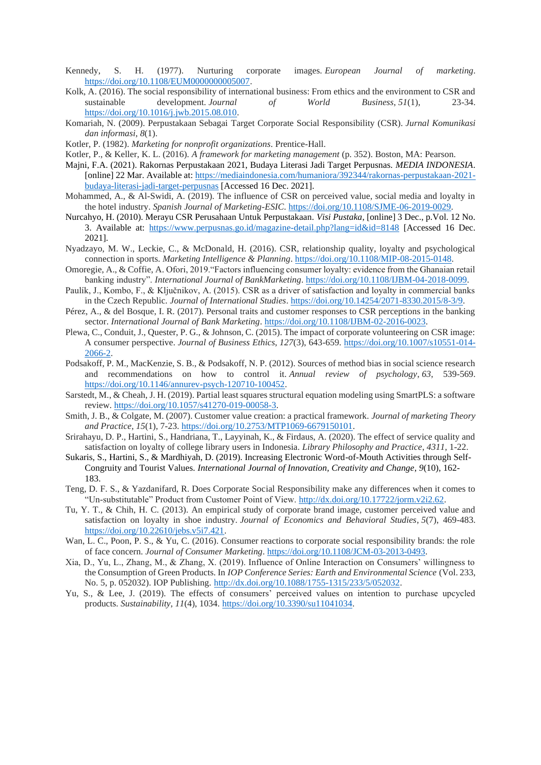Kennedy, S. H. (1977). Nurturing corporate images. *European Journal of marketing*. https://doi.org/10.1108/EUM0000000005007.

Kolk, A. (2016). The social responsibility of international business: From ethics and the environment to CSR and sustainable development. *Journal of World Business*, *51*(1), 23-34. https://doi.org/10.1016/j.jwb.2015.08.010.

Komariah, N. (2009). Perpustakaan Sebagai Target Corporate Social Responsibility (CSR). *Jurnal Komunikasi dan informasi*, *8*(1).

Kotler, P. (1982). *Marketing for nonprofit organizations*. Prentice-Hall.

Kotler, P., & Keller, K. L. (2016). *A framework for marketing management* (p. 352). Boston, MA: Pearson.

Majni, F.A. (2021). Rakornas Perpustakaan 2021, Budaya Literasi Jadi Target Perpusnas. *MEDIA INDONESIA*. [online] 22 Mar. Available at: https://mediaindonesia.com/humaniora/392344/rakornas-perpustakaan-2021-budaya-literasi-jadi-target-perpusnas [Accessed 16 Dec. 2021].

Mohammed, A., & Al-Swidi, A. (2019). The influence of CSR on perceived value, social media and loyalty in the hotel industry. *Spanish Journal of Marketing-ESIC*. https://doi.org/10.1108/SJME-06-2019-0029.

Nurcahyo, H. (2010). Merayu CSR Perusahaan Untuk Perpustakaan. *Visi Pustaka*, [online] 3 Dec., p.Vol. 12 No. 3. Available at: https://www.perpusnas.go.id/magazine-detail.php?lang=id&id=8148 [Accessed 16 Dec. 2021].

Nyadzayo, M. W., Leckie, C., & McDonald, H. (2016). CSR, relationship quality, loyalty and psychological connection in sports. *Marketing Intelligence & Planning*. https://doi.org/10.1108/MIP-08-2015-0148.

Omoregie, A., & Coffie, A. Ofori, 2019."Factors influencing consumer loyalty: evidence from the Ghanaian retail banking industry". *International Journal of BankMarketing*. https://doi.org/10.1108/IJBM-04-2018-0099.

Paulík, J., Kombo, F., & Ključnikov, A. (2015). CSR as a driver of satisfaction and loyalty in commercial banks in the Czech Republic. *Journal of International Studies*. https://doi.org/10.14254/2071-8330.2015/8-3/9.

Pérez, A., & del Bosque, I. R. (2017). Personal traits and customer responses to CSR perceptions in the banking sector. *International Journal of Bank Marketing*. https://doi.org/10.1108/IJBM-02-2016-0023.

Plewa, C., Conduit, J., Quester, P. G., & Johnson, C. (2015). The impact of corporate volunteering on CSR image: A consumer perspective. *Journal of Business Ethics*, *127*(3), 643-659. https://doi.org/10.1007/s10551-014-2066-2.

Podsakoff, P. M., MacKenzie, S. B., & Podsakoff, N. P. (2012). Sources of method bias in social science research and recommendations on how to control it. *Annual review of psychology*, *63*, 539-569. https://doi.org/10.1146/annurev-psych-120710-100452.

Sarstedt, M., & Cheah, J. H. (2019). Partial least squares structural equation modeling using SmartPLS: a software review. https://doi.org/10.1057/s41270-019-00058-3.

Smith, J. B., & Colgate, M. (2007). Customer value creation: a practical framework. *Journal of marketing Theory and Practice*, *15*(1), 7-23. https://doi.org/10.2753/MTP1069-6679150101.

Srirahayu, D. P., Hartini, S., Handriana, T., Layyinah, K., & Firdaus, A. (2020). The effect of service quality and satisfaction on loyalty of college library users in Indonesia. *Library Philosophy and Practice*, *4311*, 1-22.

Sukaris, S., Hartini, S., & Mardhiyah, D. (2019). Increasing Electronic Word-of-Mouth Activities through Self-Congruity and Tourist Values. *International Journal of Innovation, Creativity and Change*, *9*(10), 162-183.

Teng, D. F. S., & Yazdanifard, R. Does Corporate Social Responsibility make any differences when it comes to "Un-substitutable" Product from Customer Point of View. http://dx.doi.org/10.17722/jorm.v2i2.62.

Tu, Y. T., & Chih, H. C. (2013). An empirical study of corporate brand image, customer perceived value and satisfaction on loyalty in shoe industry. *Journal of Economics and Behavioral Studies*, *5*(7), 469-483. https://doi.org/10.22610/jebs.v5i7.421.

Wan, L. C., Poon, P. S., & Yu, C. (2016). Consumer reactions to corporate social responsibility brands: the role of face concern. *Journal of Consumer Marketing*. https://doi.org/10.1108/JCM-03-2013-0493.

Xia, D., Yu, L., Zhang, M., & Zhang, X. (2019). Influence of Online Interaction on Consumers' willingness to the Consumption of Green Products. In *IOP Conference Series: Earth and Environmental Science* (Vol. 233, No. 5, p. 052032). IOP Publishing. http://dx.doi.org/10.1088/1755-1315/233/5/052032.

Yu, S., & Lee, J. (2019). The effects of consumers' perceived values on intention to purchase upcycled products. *Sustainability*, *11*(4), 1034. https://doi.org/10.3390/su11041034.